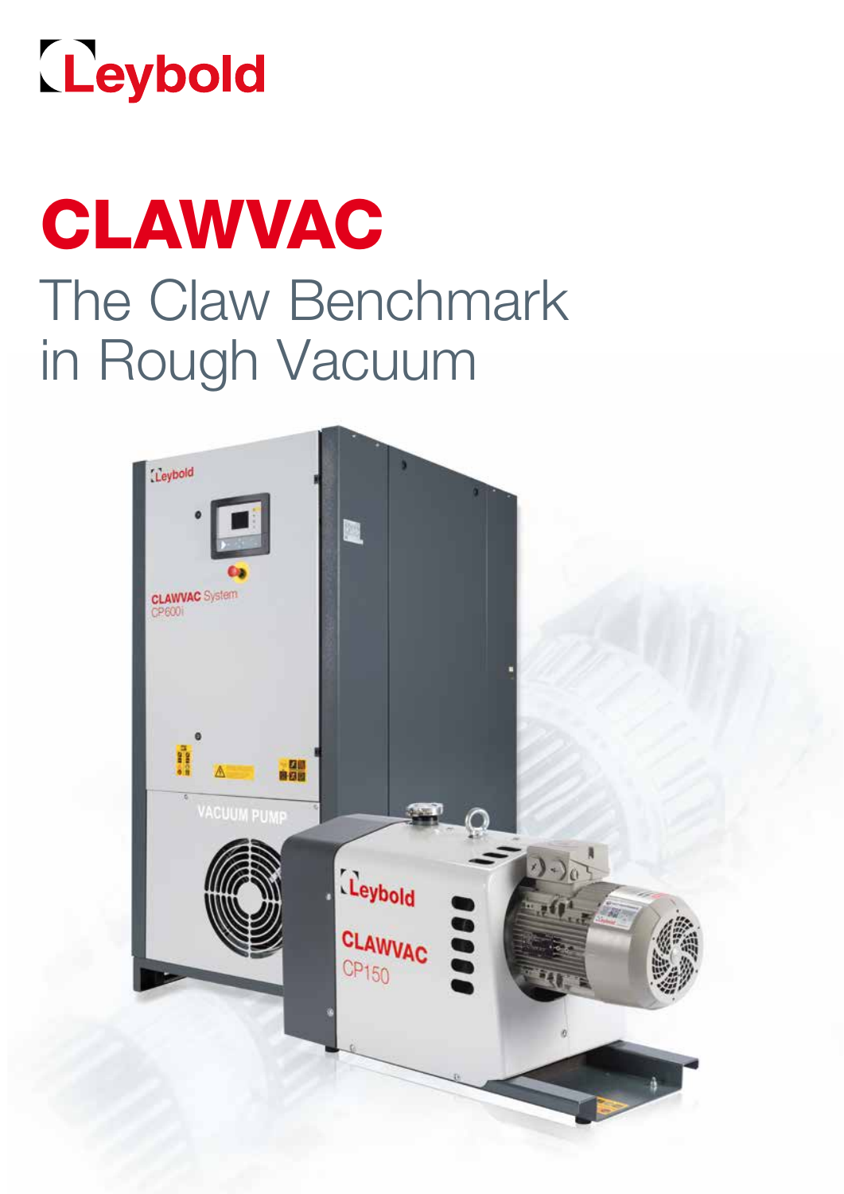Leybold

# CLAWVAC

## The Claw Benchmark in Rough Vacuum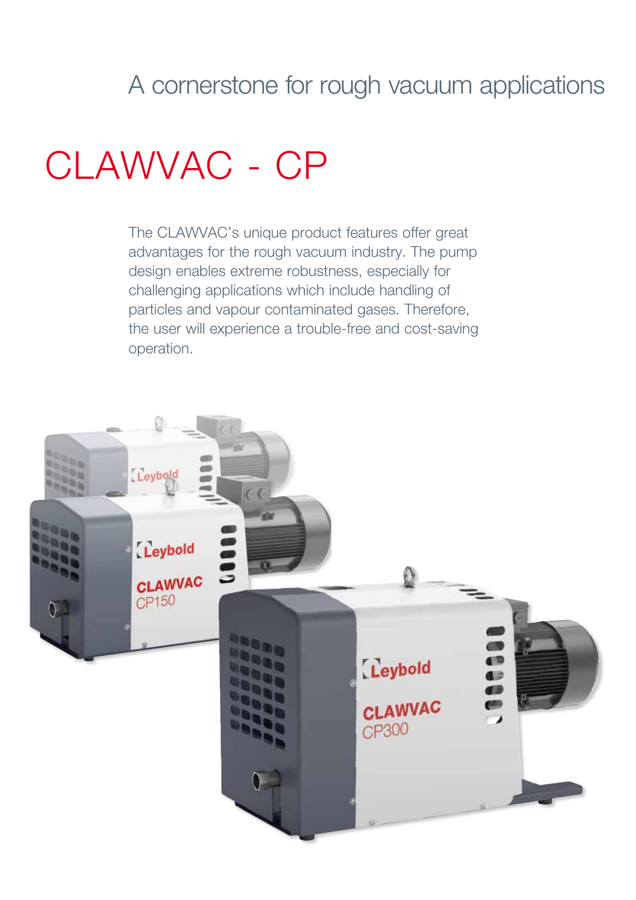A cornerstone for rough vacuum applications

# CLAWVAC - CP

The CLAWVAC's unique product features offer great advantages for the rough vacuum industry. The pump design enables extreme robustness, especially for challenging applications which include handling of particles and vapour contaminated gases. Therefore, the user will experience a trouble-free and cost-saving operation.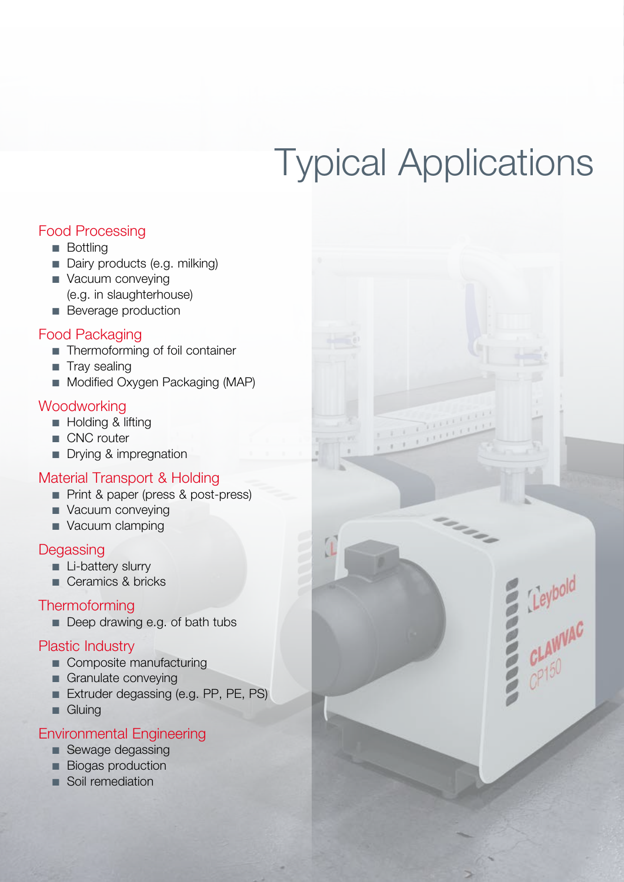# Typical Applications

## Food Processing

- Bottling
- Dairy products (e.g. milking)
- Vacuum conveying (e.g. in slaughterhouse)
- Beverage production

## Food Packaging

- Thermoforming of foil container
- Tray sealing
- Modified Oxygen Packaging (MAP)

## Woodworking

- Holding & lifting
- CNC router
- Drying & impregnation

## Material Transport & Holding

- Print & paper (press & post-press)
- Vacuum conveying
- Vacuum clamping

## Degassing

- Li-battery slurry
- Ceramics & bricks

## Thermoforming

- Deep drawing e.g. of bath tubs

## Plastic Industry

- Composite manufacturing
- Granulate conveying
- Extruder degassing (e.g. PP, PE, PS)
- Gluing

## Environmental Engineering

- Sewage degassing
- Biogas production
- Soil remediation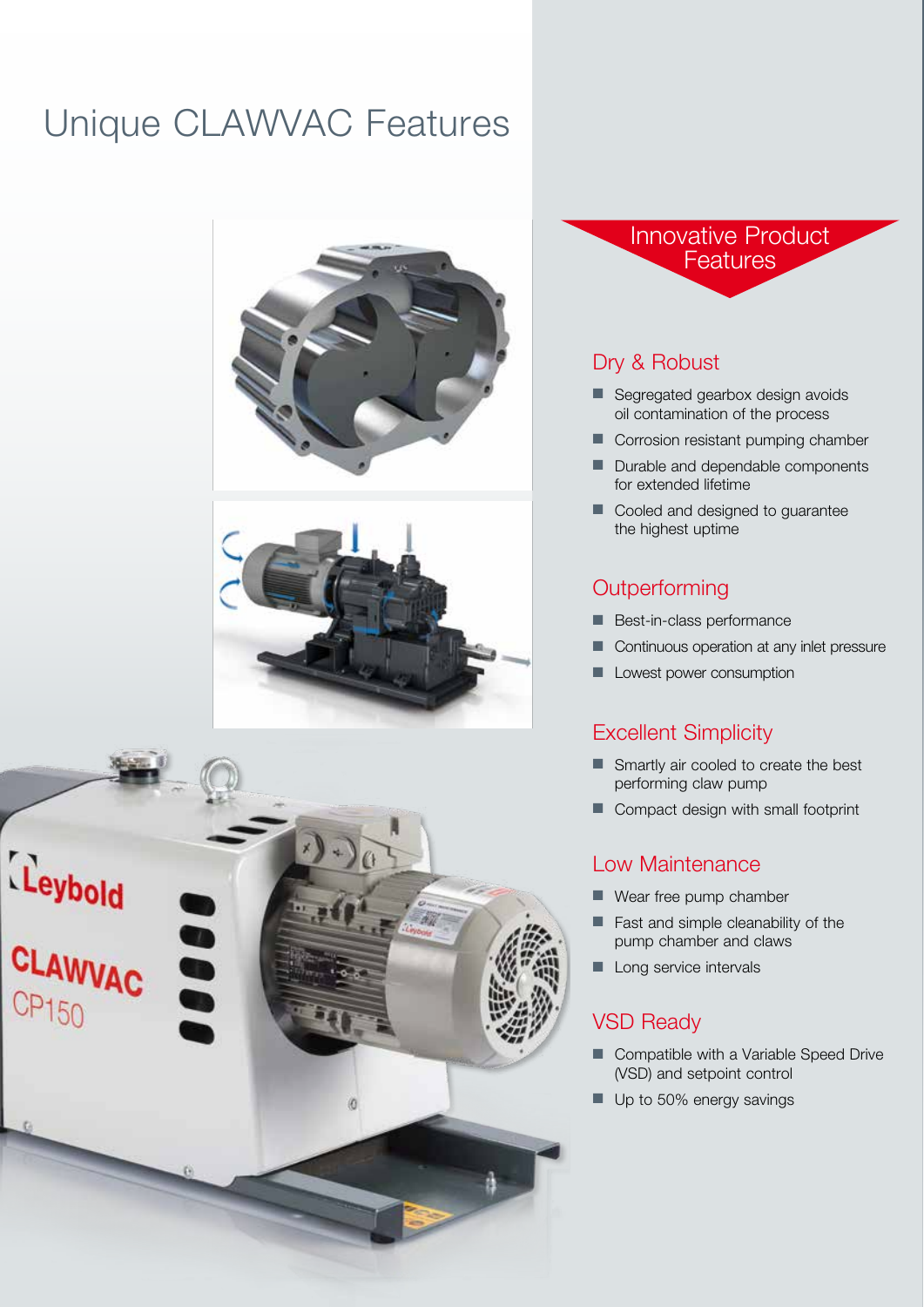# Unique CLAWVAC Features

## Innovative Product Features

### Dry & Robust

- Segregated gearbox design avoids oil contamination of the process
- Corrosion resistant pumping chamber
- Durable and dependable components for extended lifetime
- Cooled and designed to guarantee the highest uptime

### Outperforming

- Best-in-class performance
- Continuous operation at any inlet pressure
- Lowest power consumption

### Excellent Simplicity

- Smartly air cooled to create the best performing claw pump
- Compact design with small footprint

### Low Maintenance

- Wear free pump chamber
- Fast and simple cleanability of the pump chamber and claws
- Long service intervals

### VSD Ready

- Compatible with a Variable Speed Drive (VSD) and setpoint control
- Up to 50% energy savings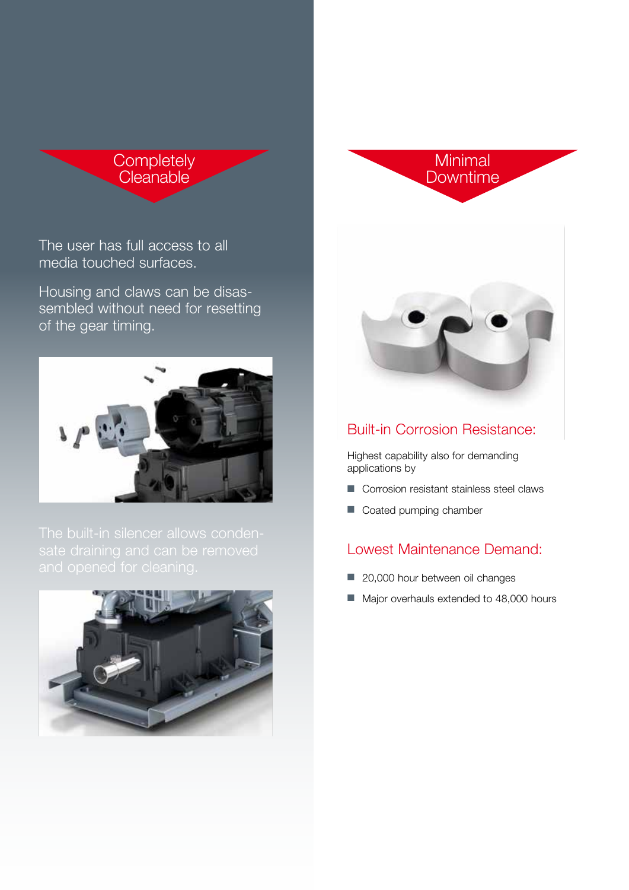## Completely Cleanable

The user has full access to all media touched surfaces.

Housing and claws can be disassembled without need for resetting of the gear timing.

The built-in silencer allows condensate draining and can be removed and opened for cleaning.

## Minimal Downtime

### Built-in Corrosion Resistance:

Highest capability also for demanding applications by

- Corrosion resistant stainless steel claws
- Coated pumping chamber

### Lowest Maintenance Demand:

- 20,000 hour between oil changes
- Major overhauls extended to 48,000 hours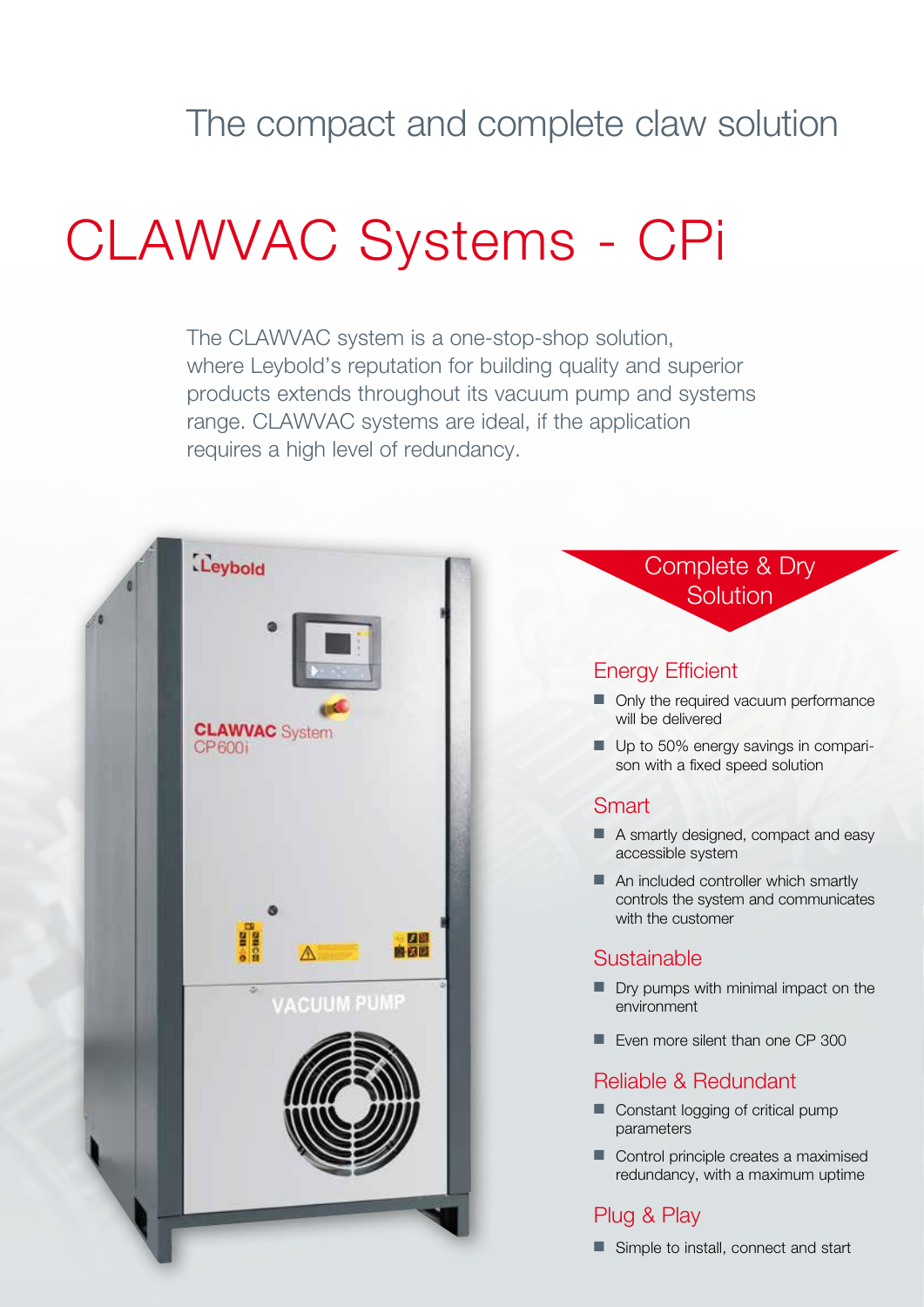The compact and complete claw solution

# CLAWVAC Systems - CPi

The CLAWVAC system is a one-stop-shop solution, where Leybold's reputation for building quality and superior products extends throughout its vacuum pump and systems range. CLAWVAC systems are ideal, if the application requires a high level of redundancy.

## Complete & Dry Solution

### Energy Efficient

- Only the required vacuum performance will be delivered
- Up to 50% energy savings in comparison with a fixed speed solution

### Smart

- A smartly designed, compact and easy accessible system
- An included controller which smartly controls the system and communicates with the customer

### Sustainable

- Dry pumps with minimal impact on the environment
- Even more silent than one CP 300

### Reliable & Redundant

- Constant logging of critical pump parameters
- Control principle creates a maximised redundancy, with a maximum uptime

### Plug & Play

- Simple to install, connect and start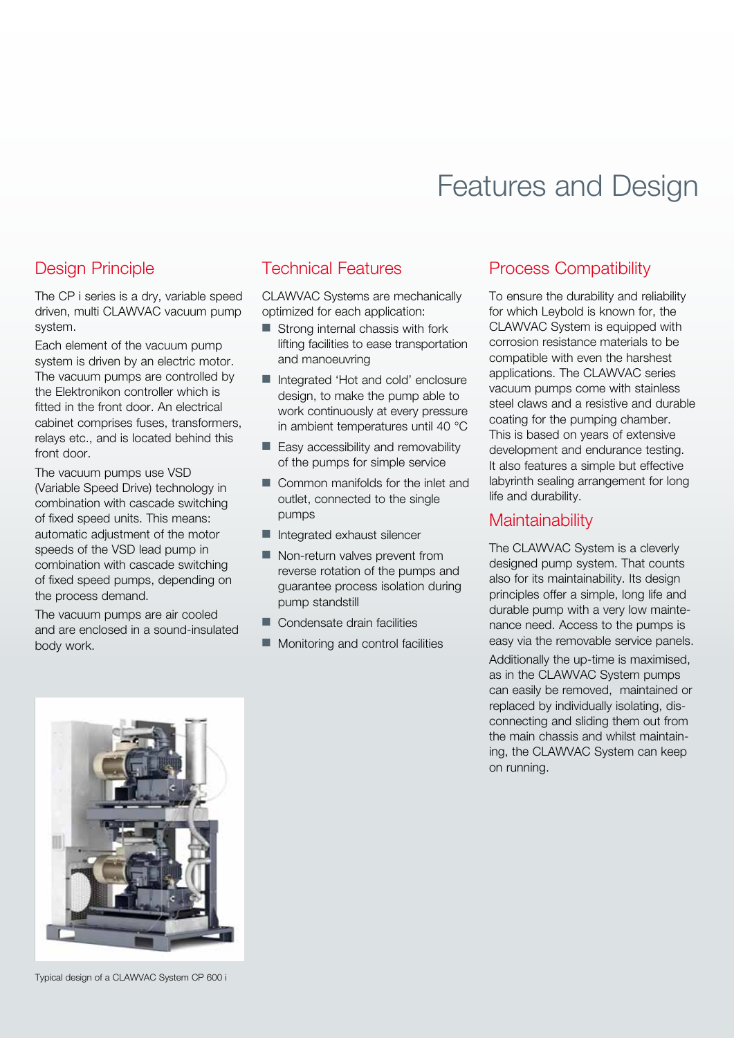# Features and Design

## Design Principle

The CP i series is a dry, variable speed driven, multi CLAWVAC vacuum pump system.

Each element of the vacuum pump system is driven by an electric motor. The vacuum pumps are controlled by the Elektronikon controller which is fitted in the front door. An electrical cabinet comprises fuses, transformers, relays etc., and is located behind this front door.

The vacuum pumps use VSD (Variable Speed Drive) technology in combination with cascade switching of fixed speed units. This means: automatic adjustment of the motor speeds of the VSD lead pump in combination with cascade switching of fixed speed pumps, depending on the process demand.

The vacuum pumps are air cooled and are enclosed in a sound-insulated body work.

Typical design of a CLAWVAC System CP 600 i

## Technical Features

CLAWVAC Systems are mechanically optimized for each application:

- Strong internal chassis with fork lifting facilities to ease transportation and manoeuvring
- Integrated 'Hot and cold' enclosure design, to make the pump able to work continuously at every pressure in ambient temperatures until 40 °C
- Easy accessibility and removability of the pumps for simple service
- Common manifolds for the inlet and outlet, connected to the single pumps
- Integrated exhaust silencer
- Non-return valves prevent from reverse rotation of the pumps and guarantee process isolation during pump standstill
- Condensate drain facilities
- Monitoring and control facilities

## Process Compatibility

To ensure the durability and reliability for which Leybold is known for, the CLAWVAC System is equipped with corrosion resistance materials to be compatible with even the harshest applications. The CLAWVAC series vacuum pumps come with stainless steel claws and a resistive and durable coating for the pumping chamber. This is based on years of extensive development and endurance testing. It also features a simple but effective labyrinth sealing arrangement for long life and durability.

## Maintainability

The CLAWVAC System is a cleverly designed pump system. That counts also for its maintainability. Its design principles offer a simple, long life and durable pump with a very low maintenance need. Access to the pumps is easy via the removable service panels.

Additionally the up-time is maximised, as in the CLAWVAC System pumps can easily be removed, maintained or replaced by individually isolating, disconnecting and sliding them out from the main chassis and whilst maintaining, the CLAWVAC System can keep on running.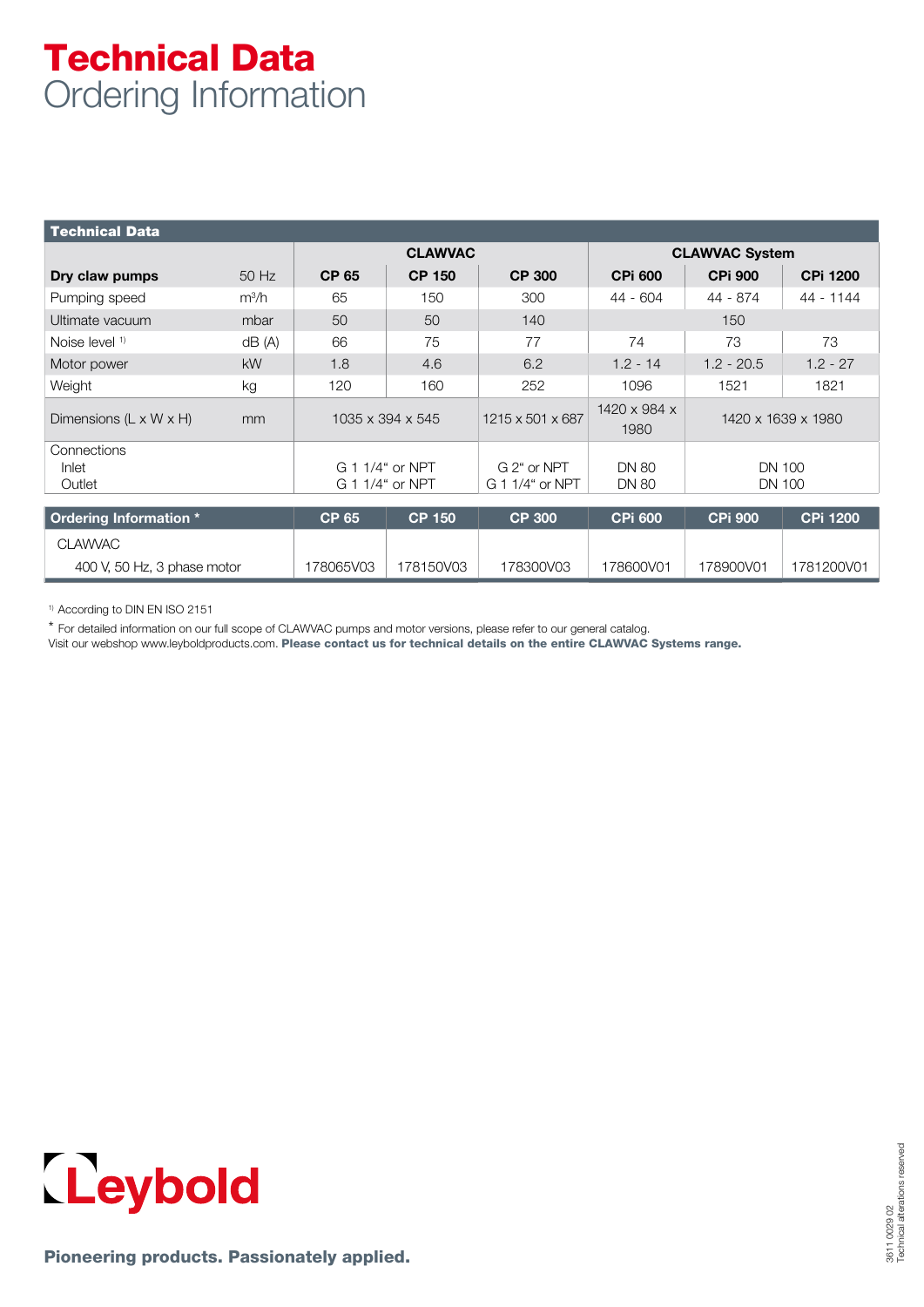# Technical Data

## Ordering Information

| Technical Data | | CLAWVAC | | | CLAWVAC System | | |
|---|---|---|---|---|---|---|---|
| **Dry claw pumps** | 50 Hz | **CP 65** | **CP 150** | **CP 300** | **CPi 600** | **CPi 900** | **CPi 1200** |
| Pumping speed | $m^3/h$ | 65 | 150 | 300 | 44 - 604 | 44 - 874 | 44 - 1144 |
| Ultimate vacuum | mbar | 50 | 50 | 140 | 150 | | |
| Noise level [1] | dB (A) | 66 | 75 | 77 | 74 | 73 | 73 |
| Motor power | kW | 1.8 | 4.6 | 6.2 | 1.2 - 14 | 1.2 - 20.5 | 1.2 - 27 |
| Weight | kg | 120 | 160 | 252 | 1096 | 1521 | 1821 |
| Dimensions (L x W x H) | mm | 1035 x 394 x 545 | | 1215 x 501 x 687 | 1420 x 984 x 1980 | 1420 x 1639 x 1980 | |
| Connections Inlet | | G 1 1/4" or NPT | | G 2" or NPT | DN 80 | DN 100 | |
| Connections Outlet | | G 1 1/4" or NPT | | G 1 1/4" or NPT | DN 80 | DN 100 | |

| Ordering Information * | CP 65 | CP 150 | CP 300 | CPi 600 | CPi 900 | CPi 1200 |
|---|---|---|---|---|---|---|
| CLAWVAC 400 V, 50 Hz, 3 phase motor | 178065V03 | 178150V03 | 178300V03 | 178600V01 | 178900V01 | 1781200V01 |

[1] According to DIN EN ISO 2151

* For detailed information on our full scope of CLAWVAC pumps and motor versions, please refer to our general catalog.
Visit our webshop www.leyboldproducts.com. **Please contact us for technical details on the entire CLAWVAC Systems range.**

Leybold

**Pioneering products. Passionately applied.**

3611 0029 02
Technical alterations reserved